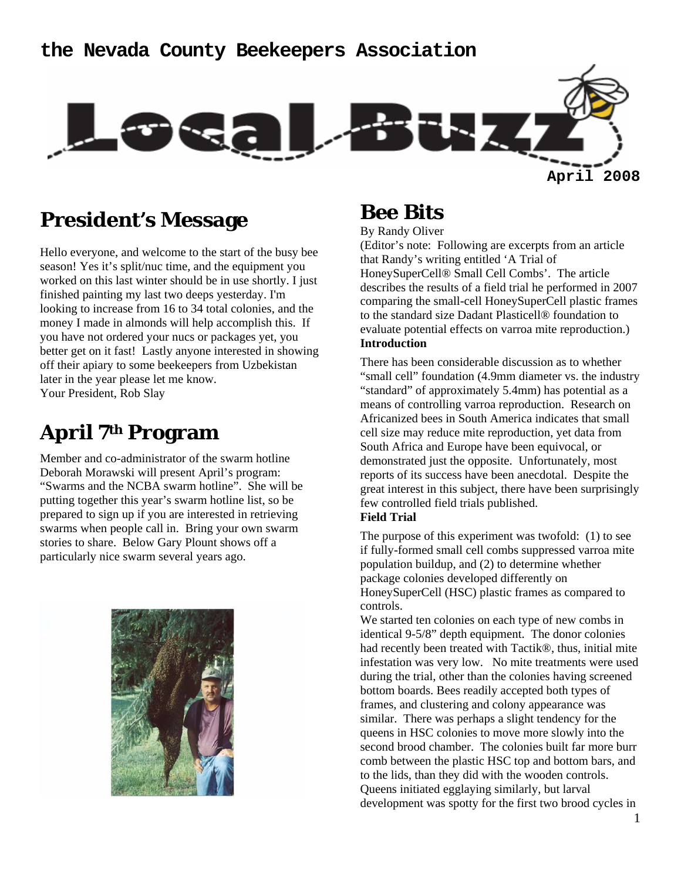the Nevada County Beekeepers Association

# Local Buzz

April 2008

## President's Message

Hello everyone, and welcome to the start of the busy bee season! Yes it's split/nuc time, and the equipment you worked on this last winter should be in use shortly. I just finished painting my last two deeps yesterday. I'm looking to increase from 16 to 34 total colonies, and the money I made in almonds will help accomplish this. If you have not ordered your nucs or packages yet, you better get on it fast! Lastly anyone interested in showing off their apiary to some beekeepers from Uzbekistan later in the year please let me know.
Your President, Rob Slay

## April 7th Program

Member and co-administrator of the swarm hotline Deborah Morawski will present April's program: "Swarms and the NCBA swarm hotline". She will be putting together this year's swarm hotline list, so be prepared to sign up if you are interested in retrieving swarms when people call in. Bring your own swarm stories to share. Below Gary Plount shows off a particularly nice swarm several years ago.

## Bee Bits

By Randy Oliver

(Editor's note: Following are excerpts from an article that Randy's writing entitled 'A Trial of HoneySuperCell® Small Cell Combs'. The article describes the results of a field trial he performed in 2007 comparing the small-cell HoneySuperCell plastic frames to the standard size Dadant Plasticell® foundation to evaluate potential effects on varroa mite reproduction.)

**Introduction**

There has been considerable discussion as to whether "small cell" foundation (4.9mm diameter vs. the industry "standard" of approximately 5.4mm) has potential as a means of controlling varroa reproduction. Research on Africanized bees in South America indicates that small cell size may reduce mite reproduction, yet data from South Africa and Europe have been equivocal, or demonstrated just the opposite. Unfortunately, most reports of its success have been anecdotal. Despite the great interest in this subject, there have been surprisingly few controlled field trials published.

**Field Trial**

The purpose of this experiment was twofold: (1) to see if fully-formed small cell combs suppressed varroa mite population buildup, and (2) to determine whether package colonies developed differently on HoneySuperCell (HSC) plastic frames as compared to controls.

We started ten colonies on each type of new combs in identical 9-5/8" depth equipment. The donor colonies had recently been treated with Tactik®, thus, initial mite infestation was very low. No mite treatments were used during the trial, other than the colonies having screened bottom boards. Bees readily accepted both types of frames, and clustering and colony appearance was similar. There was perhaps a slight tendency for the queens in HSC colonies to move more slowly into the second brood chamber. The colonies built far more burr comb between the plastic HSC top and bottom bars, and to the lids, than they did with the wooden controls. Queens initiated egglaying similarly, but larval development was spotty for the first two brood cycles in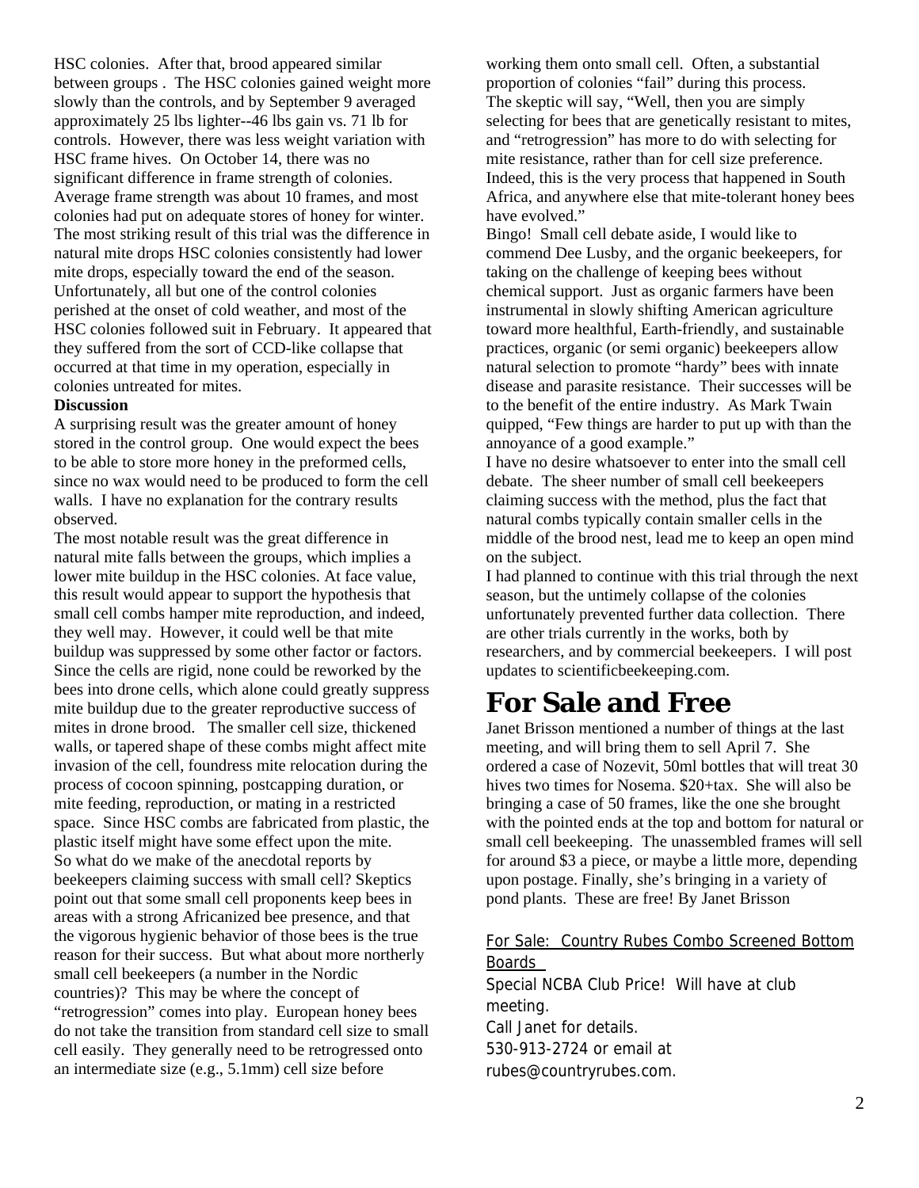HSC colonies. After that, brood appeared similar between groups . The HSC colonies gained weight more slowly than the controls, and by September 9 averaged approximately 25 lbs lighter--46 lbs gain vs. 71 lb for controls. However, there was less weight variation with HSC frame hives. On October 14, there was no significant difference in frame strength of colonies. Average frame strength was about 10 frames, and most colonies had put on adequate stores of honey for winter. The most striking result of this trial was the difference in natural mite drops HSC colonies consistently had lower mite drops, especially toward the end of the season. Unfortunately, all but one of the control colonies perished at the onset of cold weather, and most of the HSC colonies followed suit in February. It appeared that they suffered from the sort of CCD-like collapse that occurred at that time in my operation, especially in colonies untreated for mites.

**Discussion**

A surprising result was the greater amount of honey stored in the control group. One would expect the bees to be able to store more honey in the preformed cells, since no wax would need to be produced to form the cell walls. I have no explanation for the contrary results observed.

The most notable result was the great difference in natural mite falls between the groups, which implies a lower mite buildup in the HSC colonies. At face value, this result would appear to support the hypothesis that small cell combs hamper mite reproduction, and indeed, they well may. However, it could well be that mite buildup was suppressed by some other factor or factors. Since the cells are rigid, none could be reworked by the bees into drone cells, which alone could greatly suppress mite buildup due to the greater reproductive success of mites in drone brood. The smaller cell size, thickened walls, or tapered shape of these combs might affect mite invasion of the cell, foundress mite relocation during the process of cocoon spinning, postcapping duration, or mite feeding, reproduction, or mating in a restricted space. Since HSC combs are fabricated from plastic, the plastic itself might have some effect upon the mite.

So what do we make of the anecdotal reports by beekeepers claiming success with small cell? Skeptics point out that some small cell proponents keep bees in areas with a strong Africanized bee presence, and that the vigorous hygienic behavior of those bees is the true reason for their success. But what about more northerly small cell beekeepers (a number in the Nordic countries)? This may be where the concept of "retrogression" comes into play. European honey bees do not take the transition from standard cell size to small cell easily. They generally need to be retrogressed onto an intermediate size (e.g., 5.1mm) cell size before working them onto small cell. Often, a substantial proportion of colonies "fail" during this process.

The skeptic will say, "Well, then you are simply selecting for bees that are genetically resistant to mites, and "retrogression" has more to do with selecting for mite resistance, rather than for cell size preference. Indeed, this is the very process that happened in South Africa, and anywhere else that mite-tolerant honey bees have evolved."

Bingo! Small cell debate aside, I would like to commend Dee Lusby, and the organic beekeepers, for taking on the challenge of keeping bees without chemical support. Just as organic farmers have been instrumental in slowly shifting American agriculture toward more healthful, Earth-friendly, and sustainable practices, organic (or semi organic) beekeepers allow natural selection to promote "hardy" bees with innate disease and parasite resistance. Their successes will be to the benefit of the entire industry. As Mark Twain quipped, "Few things are harder to put up with than the annoyance of a good example."

I have no desire whatsoever to enter into the small cell debate. The sheer number of small cell beekeepers claiming success with the method, plus the fact that natural combs typically contain smaller cells in the middle of the brood nest, lead me to keep an open mind on the subject.

I had planned to continue with this trial through the next season, but the untimely collapse of the colonies unfortunately prevented further data collection. There are other trials currently in the works, both by researchers, and by commercial beekeepers. I will post updates to scientificbeekeeping.com.

# For Sale and Free

Janet Brisson mentioned a number of things at the last meeting, and will bring them to sell April 7. She ordered a case of Nozevit, 50ml bottles that will treat 30 hives two times for Nosema. $20+tax. She will also be bringing a case of 50 frames, like the one she brought with the pointed ends at the top and bottom for natural or small cell beekeeping. The unassembled frames will sell for around $3 a piece, or maybe a little more, depending upon postage. Finally, she's bringing in a variety of pond plants. These are free! By Janet Brisson

For Sale: Country Rubes Combo Screened Bottom Boards

Special NCBA Club Price! Will have at club meeting.
Call Janet for details.
530-913-2724 or email at rubes@countryrubes.com.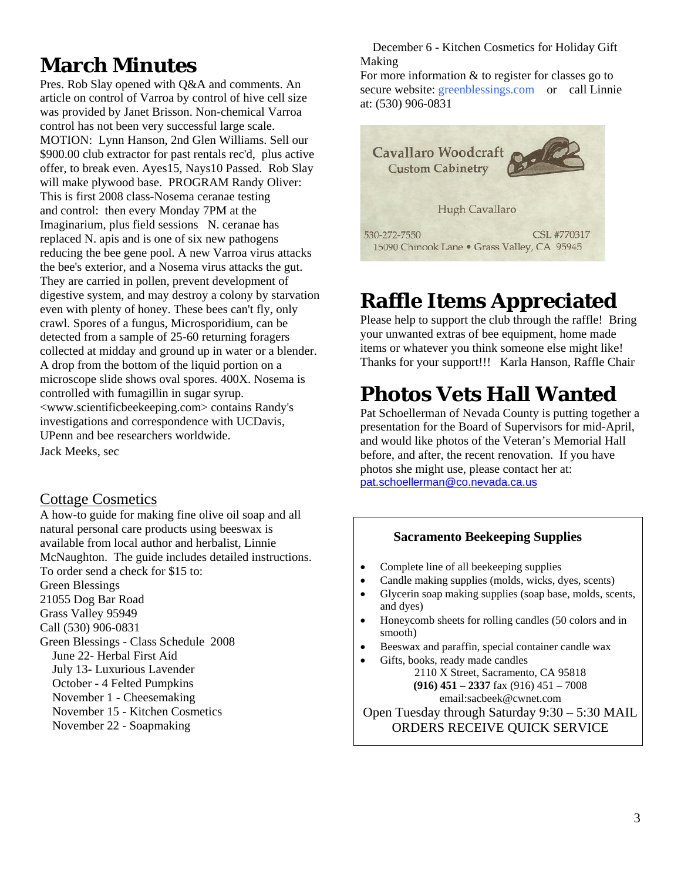# March Minutes

Pres. Rob Slay opened with Q&A and comments. An article on control of Varroa by control of hive cell size was provided by Janet Brisson. Non-chemical Varroa control has not been very successful large scale. MOTION: Lynn Hanson, 2nd Glen Williams. Sell our $900.00 club extractor for past rentals rec'd, plus active offer, to break even. Ayes15, Nays10 Passed. Rob Slay will make plywood base. PROGRAM Randy Oliver: This is first 2008 class-Nosema ceranae testing and control: then every Monday 7PM at the Imaginarium, plus field sessions N. ceranae has replaced N. apis and is one of six new pathogens reducing the bee gene pool. A new Varroa virus attacks the bee's exterior, and a Nosema virus attacks the gut. They are carried in pollen, prevent development of digestive system, and may destroy a colony by starvation even with plenty of honey. These bees can't fly, only crawl. Spores of a fungus, Microsporidium, can be detected from a sample of 25-60 returning foragers collected at midday and ground up in water or a blender. A drop from the bottom of the liquid portion on a microscope slide shows oval spores. 400X. Nosema is controlled with fumagillin in sugar syrup. <www.scientificbeekeeping.com> contains Randy's investigations and correspondence with UCDavis, UPenn and bee researchers worldwide.

Jack Meeks, sec

## Cottage Cosmetics

A how-to guide for making fine olive oil soap and all natural personal care products using beeswax is available from local author and herbalist, Linnie McNaughton. The guide includes detailed instructions. To order send a check for $15 to:
Green Blessings
21055 Dog Bar Road
Grass Valley 95949
Call (530) 906-0831

Green Blessings - Class Schedule 2008

- June 22- Herbal First Aid
- July 13- Luxurious Lavender
- October - 4 Felted Pumpkins
- November 1 - Cheesemaking
- November 15 - Kitchen Cosmetics
- November 22 - Soapmaking
- December 6 - Kitchen Cosmetics for Holiday Gift Making

For more information & to register for classes go to secure website: greenblessings.com or call Linnie at: (530) 906-0831

Cavallaro Woodcraft
Custom Cabinetry

Hugh Cavallaro

530-272-7550 CSL #770317
15090 Chinook Lane • Grass Valley, CA 95945

# Raffle Items Appreciated

Please help to support the club through the raffle! Bring your unwanted extras of bee equipment, home made items or whatever you think someone else might like! Thanks for your support!!! Karla Hanson, Raffle Chair

# Photos Vets Hall Wanted

Pat Schoellerman of Nevada County is putting together a presentation for the Board of Supervisors for mid-April, and would like photos of the Veteran's Memorial Hall before, and after, the recent renovation. If you have photos she might use, please contact her at: pat.schoellerman@co.nevada.ca.us

**Sacramento Beekeeping Supplies**

- Complete line of all beekeeping supplies
- Candle making supplies (molds, wicks, dyes, scents)
- Glycerin soap making supplies (soap base, molds, scents, and dyes)
- Honeycomb sheets for rolling candles (50 colors and in smooth)
- Beeswax and paraffin, special container candle wax
- Gifts, books, ready made candles

2110 X Street, Sacramento, CA 95818
**(916) 451 – 2337** fax (916) 451 – 7008
email:sacbeek@cwnet.com

Open Tuesday through Saturday 9:30 – 5:30 MAIL ORDERS RECEIVE QUICK SERVICE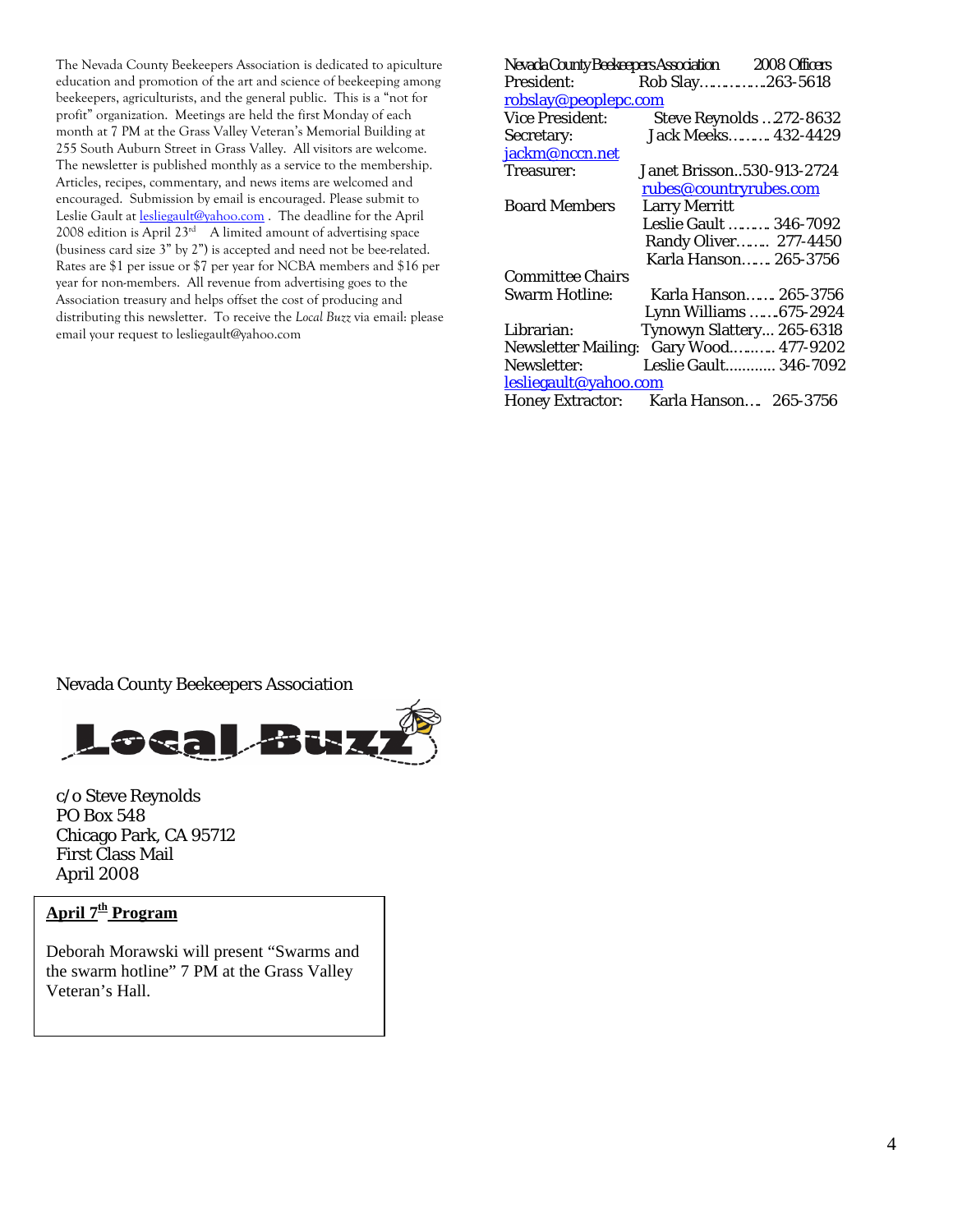The Nevada County Beekeepers Association is dedicated to apiculture education and promotion of the art and science of beekeeping among beekeepers, agriculturists, and the general public. This is a "not for profit" organization. Meetings are held the first Monday of each month at 7 PM at the Grass Valley Veteran's Memorial Building at 255 South Auburn Street in Grass Valley. All visitors are welcome. The newsletter is published monthly as a service to the membership. Articles, recipes, commentary, and news items are welcomed and encouraged. Submission by email is encouraged. Please submit to Leslie Gault at lesliegault@yahoo.com . The deadline for the April 2008 edition is April 23rd A limited amount of advertising space (business card size 3" by 2") is accepted and need not be bee-related. Rates are $1 per issue or $7 per year for NCBA members and $16 per year for non-members. All revenue from advertising goes to the Association treasury and helps offset the cost of producing and distributing this newsletter. To receive the *Local Buzz* via email: please email your request to lesliegault@yahoo.com

**Nevada County Beekeepers Association 2008 Officers**

President: Rob Slay……………263-5618
robslay@peoplepc.com
Vice President: Steve Reynolds …272-8632
Secretary: Jack Meeks………. 432-4429
jackm@nccn.net
Treasurer: Janet Brisson..530-913-2724
rubes@countryrubes.com
Board Members: Larry Merritt
Leslie Gault ……… 346-7092
Randy Oliver……. 277-4450
Karla Hanson…… 265-3756

Committee Chairs
Swarm Hotline: Karla Hanson…… 265-3756
Lynn Williams ……675-2924
Librarian: Tynowyn Slattery… 265-6318
Newsletter Mailing: Gary Wood……… 477-9202
Newsletter: Leslie Gault............ 346-7092
lesliegault@yahoo.com
Honey Extractor: Karla Hanson…. 265-3756

Nevada County Beekeepers Association

**Local Buzz**

c/o Steve Reynolds
PO Box 548
Chicago Park, CA 95712
First Class Mail
April 2008

**April 7th Program**

Deborah Morawski will present "Swarms and the swarm hotline" 7 PM at the Grass Valley Veteran's Hall.